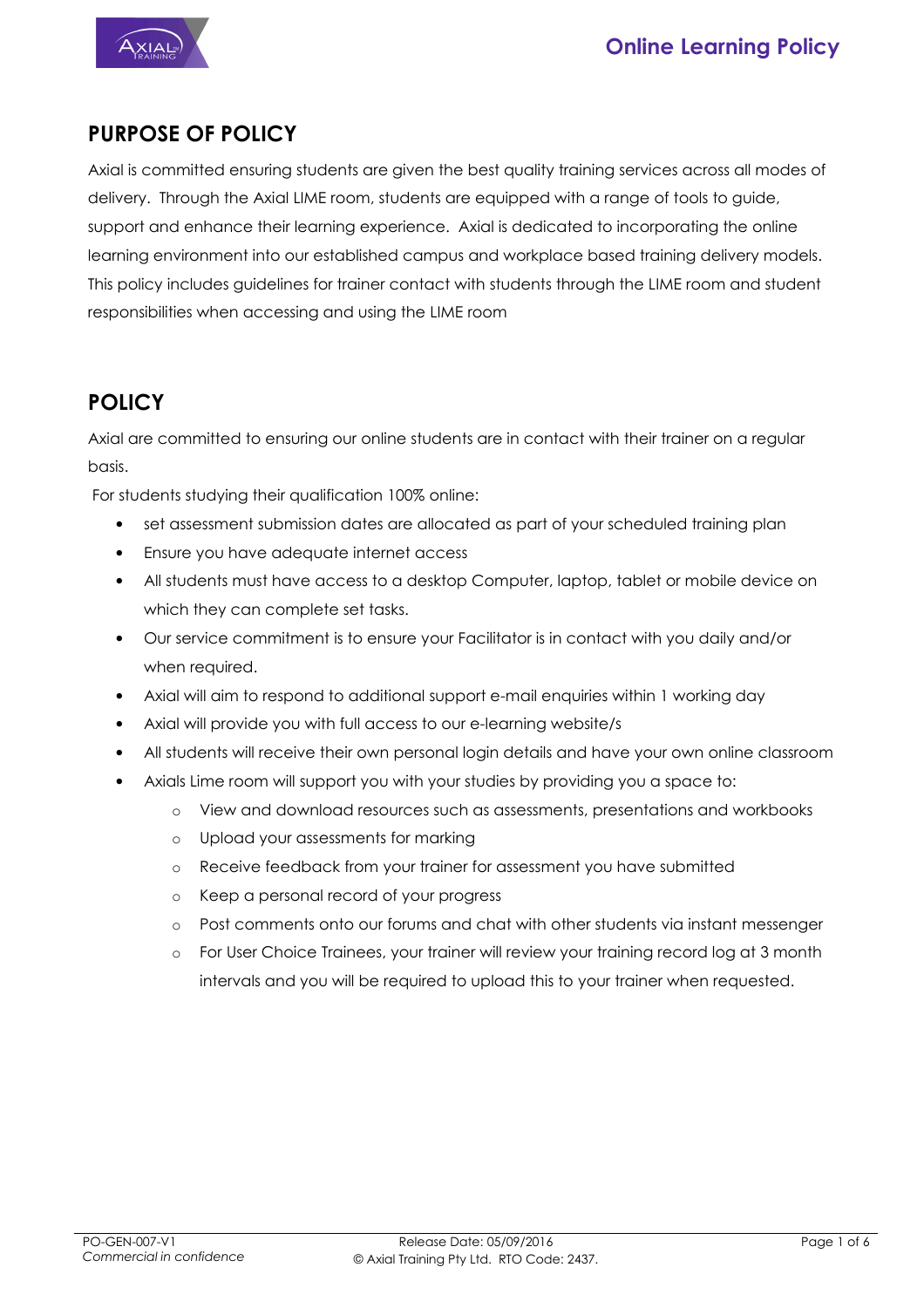## PURPOSE OF POLICY

Axial is committed ensuring students are given the best quality training services across all modes of delivery. Through the Axial LIME room, students are equipped with a range of tools to guide, support and enhance their learning experience. Axial is dedicated to incorporating the online learning environment into our established campus and workplace based training delivery models. This policy includes guidelines for trainer contact with students through the LIME room and student responsibilities when accessing and using the LIME room

## POLICY

Axial are committed to ensuring our online students are in contact with their trainer on a regular basis.

For students studying their qualification 100% online:

- set assessment submission dates are allocated as part of your scheduled training plan
- Ensure you have adequate internet access
- All students must have access to a desktop Computer, laptop, tablet or mobile device on which they can complete set tasks.
- Our service commitment is to ensure your Facilitator is in contact with you daily and/or when required.
- Axial will aim to respond to additional support e-mail enquiries within 1 working day
- Axial will provide you with full access to our e-learning website/s
- All students will receive their own personal login details and have your own online classroom
- Axials Lime room will support you with your studies by providing you a space to:
    - View and download resources such as assessments, presentations and workbooks
    - Upload your assessments for marking
    - Receive feedback from your trainer for assessment you have submitted
    - Keep a personal record of your progress
    - Post comments onto our forums and chat with other students via instant messenger
    - For User Choice Trainees, your trainer will review your training record log at 3 month intervals and you will be required to upload this to your trainer when requested.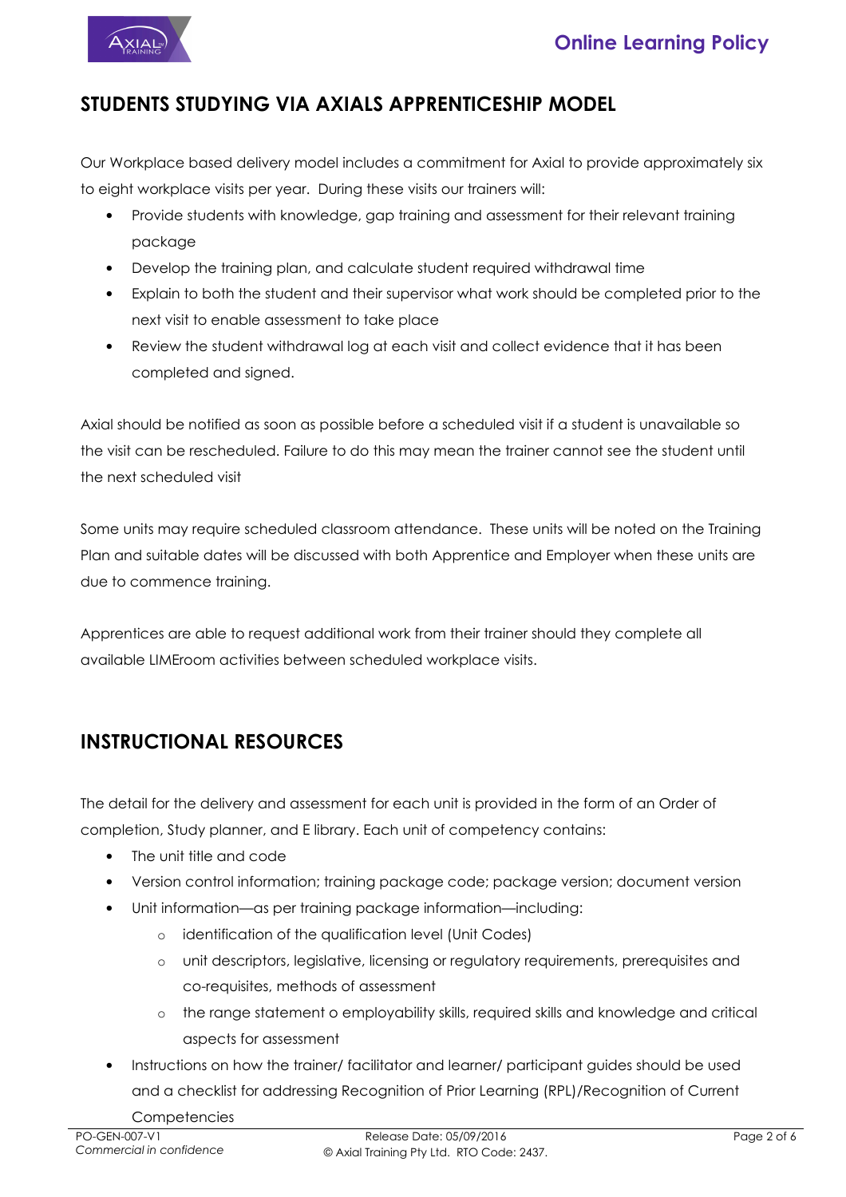## STUDENTS STUDYING VIA AXIALS APPRENTICESHIP MODEL

Our Workplace based delivery model includes a commitment for Axial to provide approximately six to eight workplace visits per year. During these visits our trainers will:

- Provide students with knowledge, gap training and assessment for their relevant training package
- Develop the training plan, and calculate student required withdrawal time
- Explain to both the student and their supervisor what work should be completed prior to the next visit to enable assessment to take place
- Review the student withdrawal log at each visit and collect evidence that it has been completed and signed.

Axial should be notified as soon as possible before a scheduled visit if a student is unavailable so the visit can be rescheduled. Failure to do this may mean the trainer cannot see the student until the next scheduled visit

Some units may require scheduled classroom attendance. These units will be noted on the Training Plan and suitable dates will be discussed with both Apprentice and Employer when these units are due to commence training.

Apprentices are able to request additional work from their trainer should they complete all available LIMEroom activities between scheduled workplace visits.

## INSTRUCTIONAL RESOURCES

The detail for the delivery and assessment for each unit is provided in the form of an Order of completion, Study planner, and E library. Each unit of competency contains:

- The unit title and code
- Version control information; training package code; package version; document version
- Unit information—as per training package information—including:
    - identification of the qualification level (Unit Codes)
    - unit descriptors, legislative, licensing or regulatory requirements, prerequisites and co-requisites, methods of assessment
    - the range statement o employability skills, required skills and knowledge and critical aspects for assessment
- Instructions on how the trainer/ facilitator and learner/ participant guides should be used and a checklist for addressing Recognition of Prior Learning (RPL)/Recognition of Current Competencies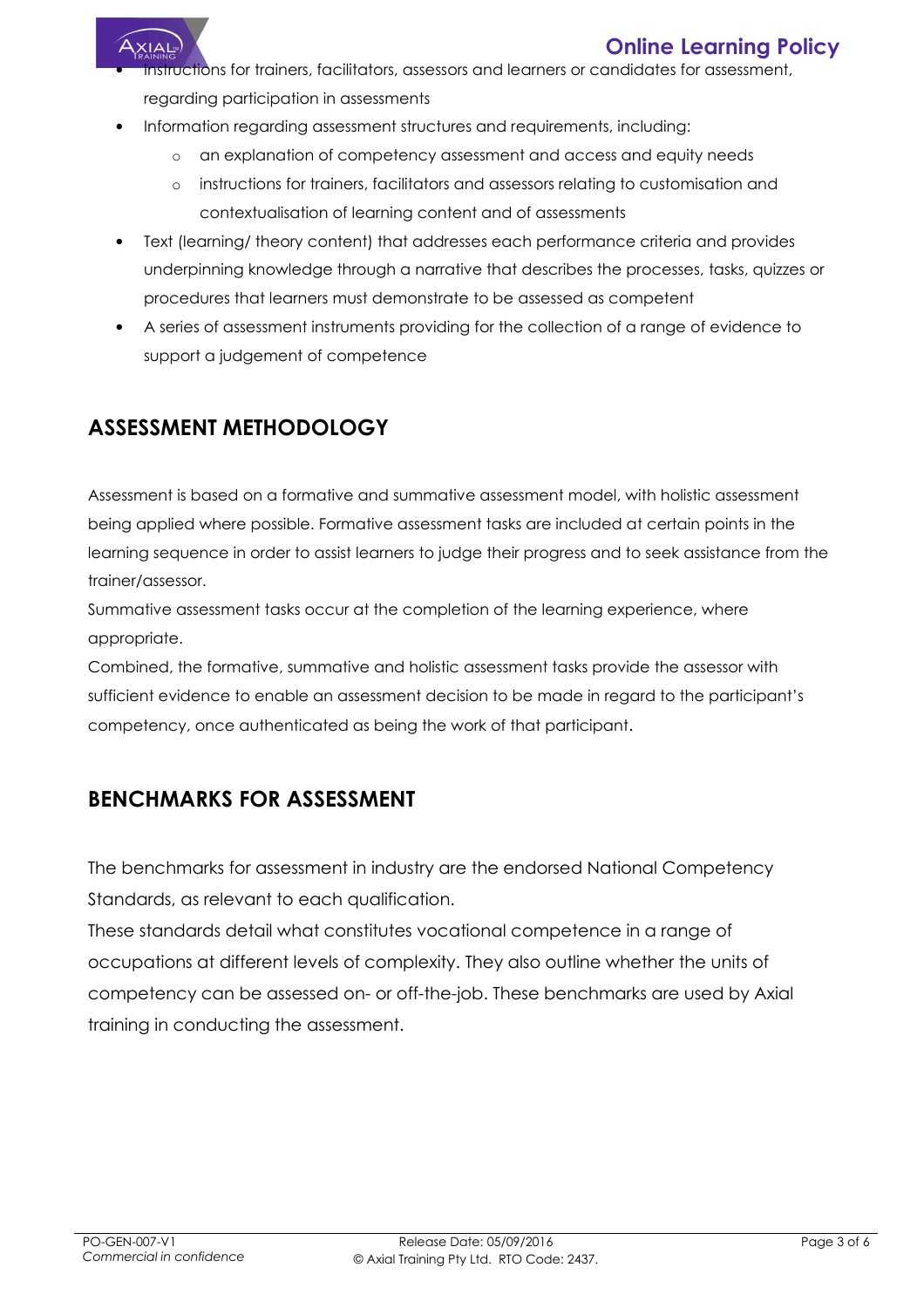- Instructions for trainers, facilitators, assessors and learners or candidates for assessment, regarding participation in assessments
- Information regarding assessment structures and requirements, including:
    - an explanation of competency assessment and access and equity needs
    - instructions for trainers, facilitators and assessors relating to customisation and contextualisation of learning content and of assessments
- Text (learning/ theory content) that addresses each performance criteria and provides underpinning knowledge through a narrative that describes the processes, tasks, quizzes or procedures that learners must demonstrate to be assessed as competent
- A series of assessment instruments providing for the collection of a range of evidence to support a judgement of competence

## ASSESSMENT METHODOLOGY

Assessment is based on a formative and summative assessment model, with holistic assessment being applied where possible. Formative assessment tasks are included at certain points in the learning sequence in order to assist learners to judge their progress and to seek assistance from the trainer/assessor.

Summative assessment tasks occur at the completion of the learning experience, where appropriate.

Combined, the formative, summative and holistic assessment tasks provide the assessor with sufficient evidence to enable an assessment decision to be made in regard to the participant's competency, once authenticated as being the work of that participant.

## BENCHMARKS FOR ASSESSMENT

The benchmarks for assessment in industry are the endorsed National Competency Standards, as relevant to each qualification.

These standards detail what constitutes vocational competence in a range of occupations at different levels of complexity. They also outline whether the units of competency can be assessed on- or off-the-job. These benchmarks are used by Axial training in conducting the assessment.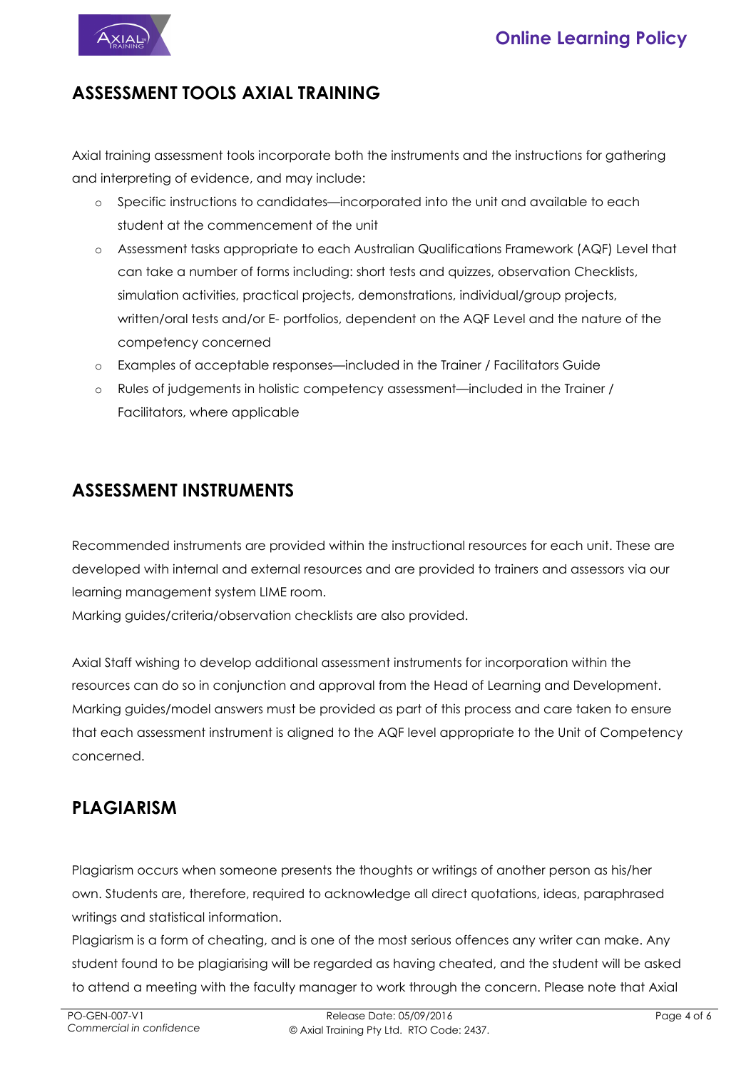## ASSESSMENT TOOLS AXIAL TRAINING

Axial training assessment tools incorporate both the instruments and the instructions for gathering and interpreting of evidence, and may include:

- Specific instructions to candidates—incorporated into the unit and available to each student at the commencement of the unit
- Assessment tasks appropriate to each Australian Qualifications Framework (AQF) Level that can take a number of forms including: short tests and quizzes, observation Checklists, simulation activities, practical projects, demonstrations, individual/group projects, written/oral tests and/or E- portfolios, dependent on the AQF Level and the nature of the competency concerned
- Examples of acceptable responses—included in the Trainer / Facilitators Guide
- Rules of judgements in holistic competency assessment—included in the Trainer / Facilitators, where applicable

## ASSESSMENT INSTRUMENTS

Recommended instruments are provided within the instructional resources for each unit. These are developed with internal and external resources and are provided to trainers and assessors via our learning management system LIME room.
Marking guides/criteria/observation checklists are also provided.

Axial Staff wishing to develop additional assessment instruments for incorporation within the resources can do so in conjunction and approval from the Head of Learning and Development. Marking guides/model answers must be provided as part of this process and care taken to ensure that each assessment instrument is aligned to the AQF level appropriate to the Unit of Competency concerned.

## PLAGIARISM

Plagiarism occurs when someone presents the thoughts or writings of another person as his/her own. Students are, therefore, required to acknowledge all direct quotations, ideas, paraphrased writings and statistical information.
Plagiarism is a form of cheating, and is one of the most serious offences any writer can make. Any student found to be plagiarising will be regarded as having cheated, and the student will be asked to attend a meeting with the faculty manager to work through the concern. Please note that Axial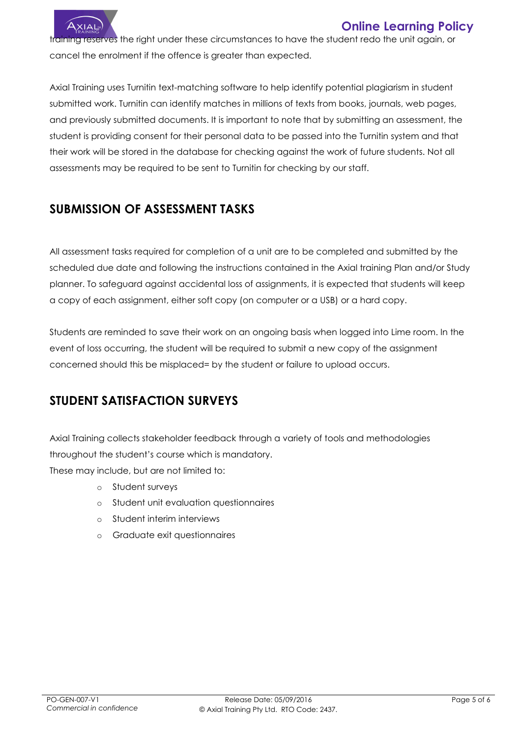training reserves the right under these circumstances to have the student redo the unit again, or cancel the enrolment if the offence is greater than expected.

Axial Training uses Turnitin text-matching software to help identify potential plagiarism in student submitted work. Turnitin can identify matches in millions of texts from books, journals, web pages, and previously submitted documents. It is important to note that by submitting an assessment, the student is providing consent for their personal data to be passed into the Turnitin system and that their work will be stored in the database for checking against the work of future students. Not all assessments may be required to be sent to Turnitin for checking by our staff.

## SUBMISSION OF ASSESSMENT TASKS

All assessment tasks required for completion of a unit are to be completed and submitted by the scheduled due date and following the instructions contained in the Axial training Plan and/or Study planner. To safeguard against accidental loss of assignments, it is expected that students will keep a copy of each assignment, either soft copy (on computer or a USB) or a hard copy.

Students are reminded to save their work on an ongoing basis when logged into Lime room. In the event of loss occurring, the student will be required to submit a new copy of the assignment concerned should this be misplaced= by the student or failure to upload occurs.

## STUDENT SATISFACTION SURVEYS

Axial Training collects stakeholder feedback through a variety of tools and methodologies throughout the student's course which is mandatory.
These may include, but are not limited to:

- Student surveys
- Student unit evaluation questionnaires
- Student interim interviews
- Graduate exit questionnaires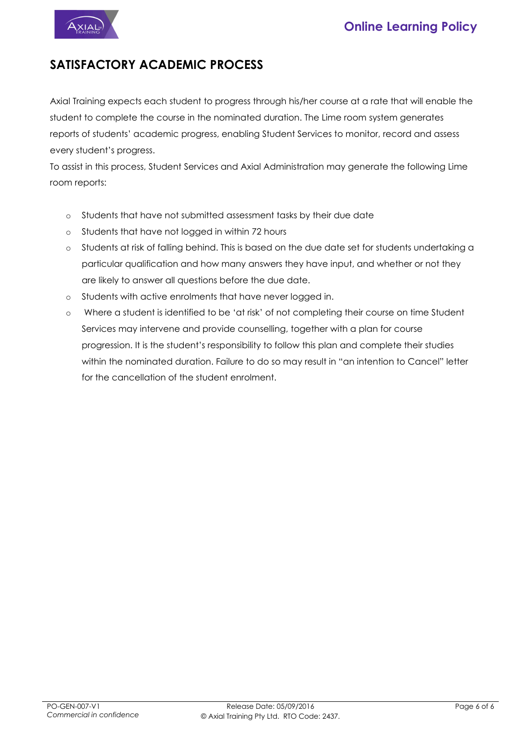## SATISFACTORY ACADEMIC PROCESS

Axial Training expects each student to progress through his/her course at a rate that will enable the student to complete the course in the nominated duration. The Lime room system generates reports of students' academic progress, enabling Student Services to monitor, record and assess every student's progress.

To assist in this process, Student Services and Axial Administration may generate the following Lime room reports:

- Students that have not submitted assessment tasks by their due date
- Students that have not logged in within 72 hours
- Students at risk of falling behind. This is based on the due date set for students undertaking a particular qualification and how many answers they have input, and whether or not they are likely to answer all questions before the due date.
- Students with active enrolments that have never logged in.
- Where a student is identified to be 'at risk' of not completing their course on time Student Services may intervene and provide counselling, together with a plan for course progression. It is the student's responsibility to follow this plan and complete their studies within the nominated duration. Failure to do so may result in "an intention to Cancel" letter for the cancellation of the student enrolment.